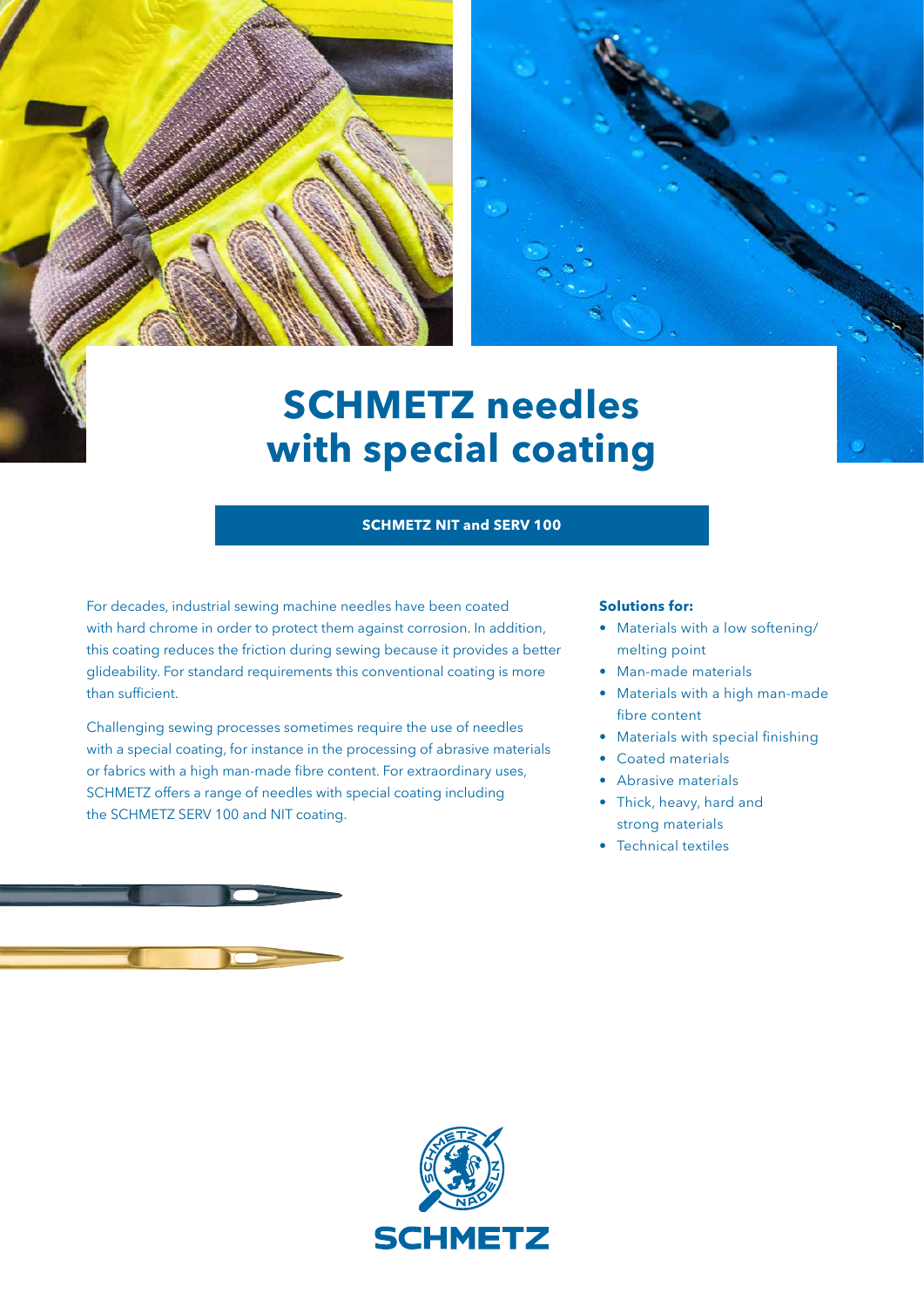# SCHMETZ needles with special coating

**SCHMETZ NIT and SERV 100**

For decades, industrial sewing machine needles have been coated with hard chrome in order to protect them against corrosion. In addition, this coating reduces the friction during sewing because it provides a better glideability. For standard requirements this conventional coating is more than sufficient.

Challenging sewing processes sometimes require the use of needles with a special coating, for instance in the processing of abrasive materials or fabrics with a high man-made fibre content. For extraordinary uses, SCHMETZ offers a range of needles with special coating including the SCHMETZ SERV 100 and NIT coating.

**Solutions for:**

- Materials with a low softening/ melting point
- Man-made materials
- Materials with a high man-made fibre content
- Materials with special finishing
- Coated materials
- Abrasive materials
- Thick, heavy, hard and strong materials
- Technical textiles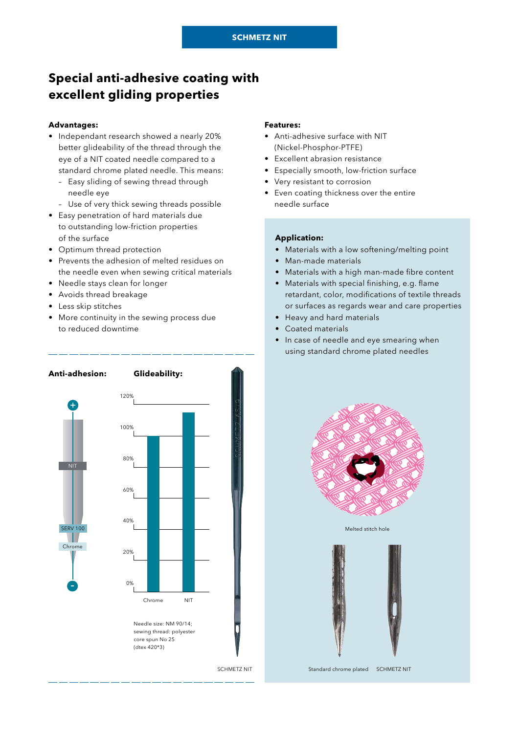# Special anti-adhesive coating with excellent gliding properties

**Advantages:**

- Independant research showed a nearly 20% better glideability of the thread through the eye of a NIT coated needle compared to a standard chrome plated needle. This means:
  - Easy sliding of sewing thread through needle eye
  - Use of very thick sewing threads possible
- Easy penetration of hard materials due to outstanding low-friction properties of the surface
- Optimum thread protection
- Prevents the adhesion of melted residues on the needle even when sewing critical materials
- Needle stays clean for longer
- Avoids thread breakage
- Less skip stitches
- More continuity in the sewing process due to reduced downtime

**Features:**

- Anti-adhesive surface with NIT (Nickel-Phosphor-PTFE)
- Excellent abrasion resistance
- Especially smooth, low-friction surface
- Very resistant to corrosion
- Even coating thickness over the entire needle surface

**Application:**

- Materials with a low softening/melting point
- Man-made materials
- Materials with a high man-made fibre content
- Materials with special finishing, e.g. flame retardant, color, modifications of textile threads or surfaces as regards wear and care properties
- Heavy and hard materials
- Coated materials
- In case of needle and eye smearing when using standard chrome plated needles

**Anti-adhesion:**

+ NIT, SERV 100, Chrome −

**Glideability:**

| | Chrome | NIT |
|---|---|---|

Axis: 0%, 20%, 40%, 60%, 80%, 100%, 120%

Needle size: NM 90/14; sewing thread: polyester core spun No 25 (dtex 420*3)

SCHMETZ NIT

Melted stitch hole

Standard chrome plated SCHMETZ NIT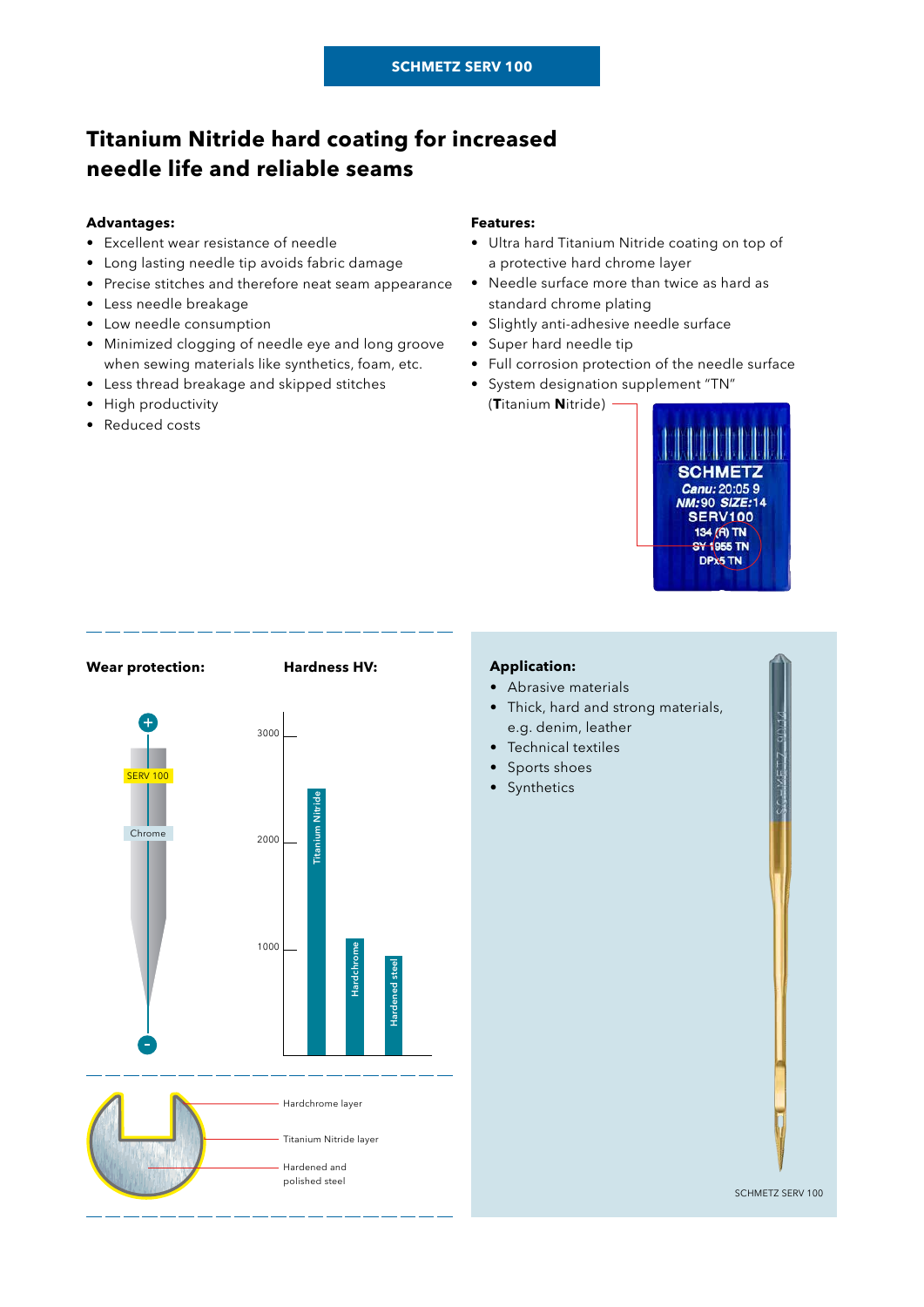SCHMETZ SERV 100

# Titanium Nitride hard coating for increased needle life and reliable seams

**Advantages:**

- Excellent wear resistance of needle
- Long lasting needle tip avoids fabric damage
- Precise stitches and therefore neat seam appearance
- Less needle breakage
- Low needle consumption
- Minimized clogging of needle eye and long groove when sewing materials like synthetics, foam, etc.
- Less thread breakage and skipped stitches
- High productivity
- Reduced costs

**Features:**

- Ultra hard Titanium Nitride coating on top of a protective hard chrome layer
- Needle surface more than twice as hard as standard chrome plating
- Slightly anti-adhesive needle surface
- Super hard needle tip
- Full corrosion protection of the needle surface
- System designation supplement "TN" (**T**itanium **N**itride)

SCHMETZ
Canu: 20:05 9
NM: 90 SIZE: 14
SERV100
134 (R) TN
SY 1955 TN
DPx5 TN

**Wear protection:**

+
SERV 100
Chrome
-

**Hardness HV:**

| Coating | Hardness HV (approx.) |
|---|---|
| Titanium Nitride | ~2500 |
| Hardchrome | ~1100 |
| Hardened steel | ~900 |

Hardchrome layer

Titanium Nitride layer

Hardened and polished steel

**Application:**

- Abrasive materials
- Thick, hard and strong materials, e.g. denim, leather
- Technical textiles
- Sports shoes
- Synthetics

SCHMETZ SERV 100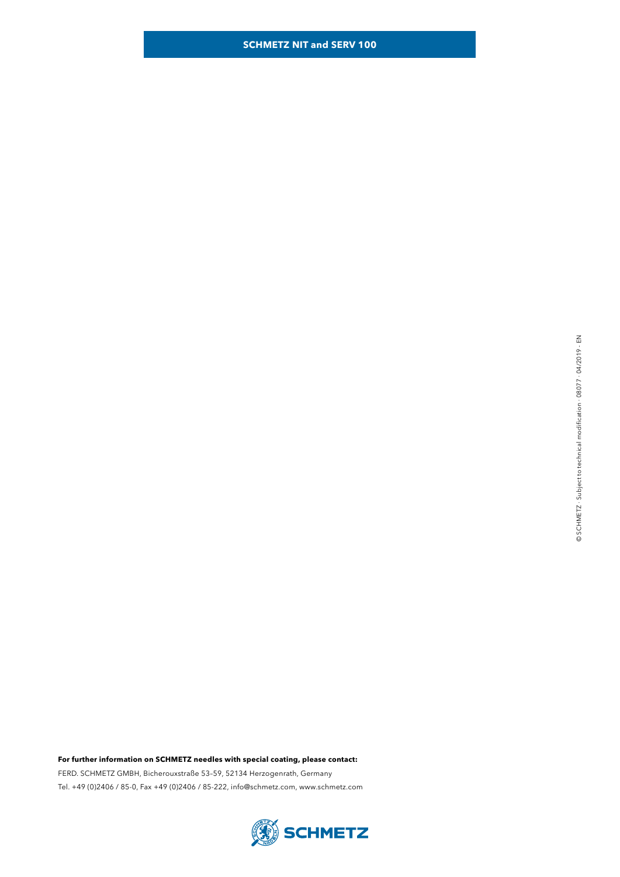**For further information on SCHMETZ needles with special coating, please contact:**

FERD. SCHMETZ GMBH, Bicherouxstraße 53–59, 52134 Herzogenrath, Germany
Tel. +49 (0)2406 / 85-0, Fax +49 (0)2406 / 85-222, info@schmetz.com, www.schmetz.com

© SCHMETZ · Subject to technical modification · 08077 · 04/2019 · EN